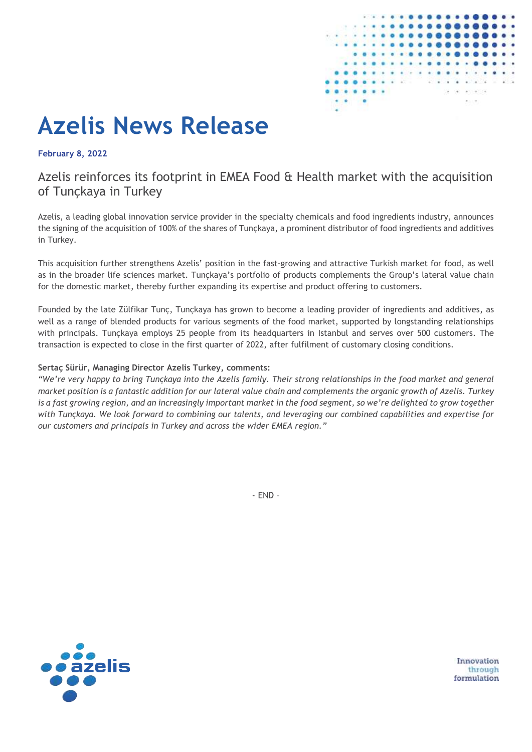# Azelis News Release

**February 8, 2022**

## Azelis reinforces its footprint in EMEA Food & Health market with the acquisition of Tunçkaya in Turkey

Azelis, a leading global innovation service provider in the specialty chemicals and food ingredients industry, announces the signing of the acquisition of 100% of the shares of Tunçkaya, a prominent distributor of food ingredients and additives in Turkey.

This acquisition further strengthens Azelis' position in the fast-growing and attractive Turkish market for food, as well as in the broader life sciences market. Tunçkaya's portfolio of products complements the Group's lateral value chain for the domestic market, thereby further expanding its expertise and product offering to customers.

Founded by the late Zülfikar Tunç, Tunçkaya has grown to become a leading provider of ingredients and additives, as well as a range of blended products for various segments of the food market, supported by longstanding relationships with principals. Tunçkaya employs 25 people from its headquarters in Istanbul and serves over 500 customers. The transaction is expected to close in the first quarter of 2022, after fulfilment of customary closing conditions.

**Sertaç Sürür, Managing Director Azelis Turkey, comments:**
*"We're very happy to bring Tunçkaya into the Azelis family. Their strong relationships in the food market and general market position is a fantastic addition for our lateral value chain and complements the organic growth of Azelis. Turkey is a fast growing region, and an increasingly important market in the food segment, so we're delighted to grow together with Tunçkaya. We look forward to combining our talents, and leveraging our combined capabilities and expertise for our customers and principals in Turkey and across the wider EMEA region."*

- END –

azelis

Innovation through formulation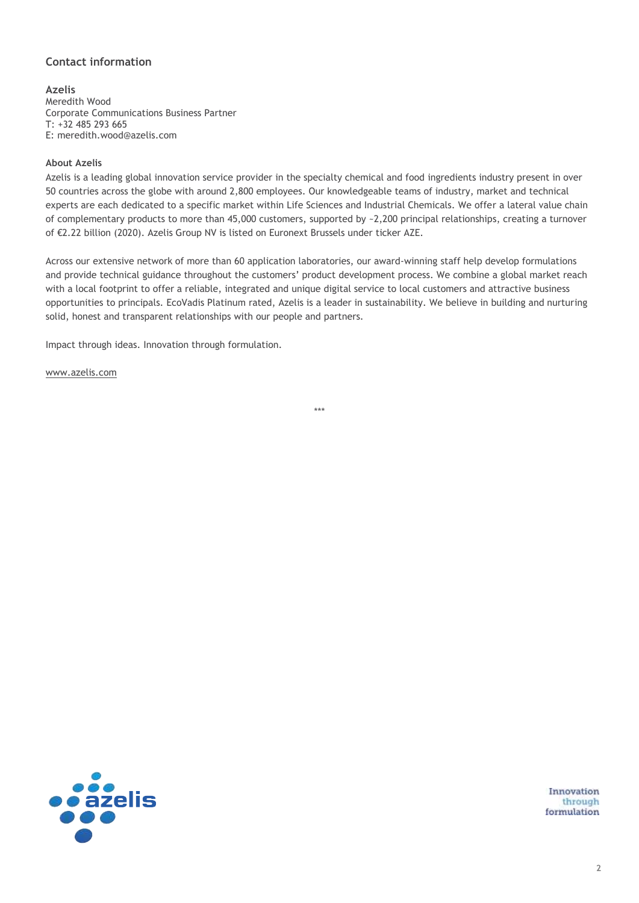## Contact information

**Azelis**
Meredith Wood
Corporate Communications Business Partner
T: +32 485 293 665
E: meredith.wood@azelis.com

**About Azelis**

Azelis is a leading global innovation service provider in the specialty chemical and food ingredients industry present in over 50 countries across the globe with around 2,800 employees. Our knowledgeable teams of industry, market and technical experts are each dedicated to a specific market within Life Sciences and Industrial Chemicals. We offer a lateral value chain of complementary products to more than 45,000 customers, supported by ~2,200 principal relationships, creating a turnover of €2.22 billion (2020). Azelis Group NV is listed on Euronext Brussels under ticker AZE.

Across our extensive network of more than 60 application laboratories, our award-winning staff help develop formulations and provide technical guidance throughout the customers' product development process. We combine a global market reach with a local footprint to offer a reliable, integrated and unique digital service to local customers and attractive business opportunities to principals. EcoVadis Platinum rated, Azelis is a leader in sustainability. We believe in building and nurturing solid, honest and transparent relationships with our people and partners.

Impact through ideas. Innovation through formulation.

www.azelis.com

***

azelis

Innovation
through
formulation